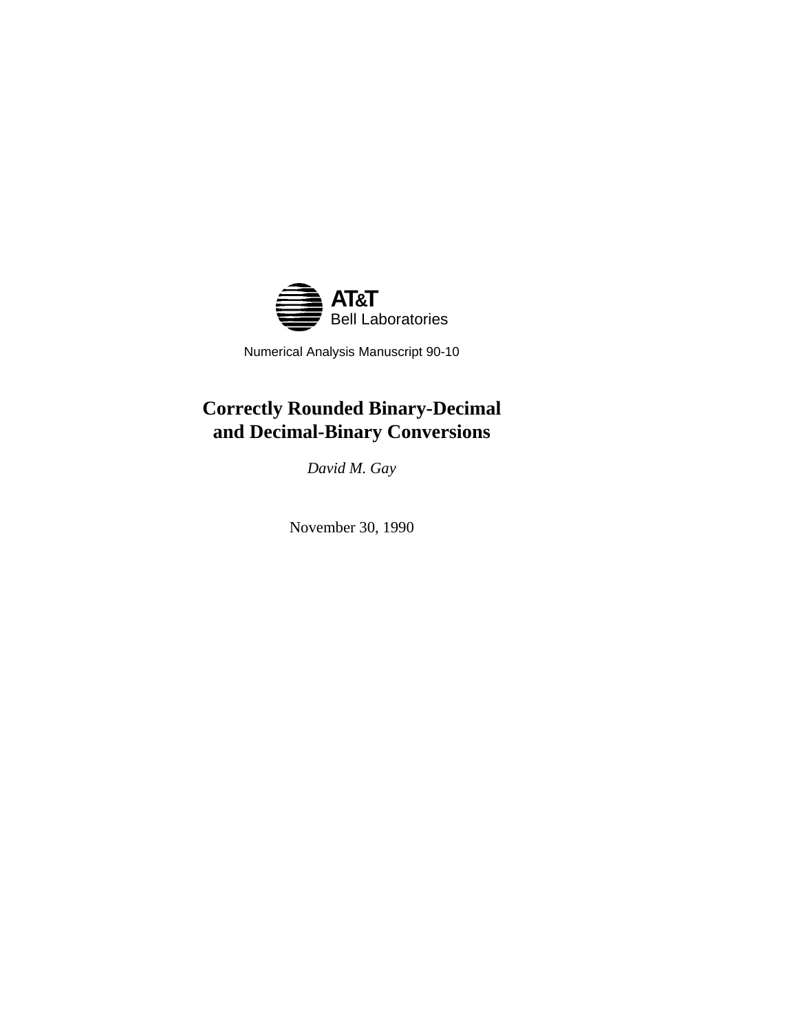**AT&T**
Bell Laboratories

Numerical Analysis Manuscript 90-10

# Correctly Rounded Binary-Decimal and Decimal-Binary Conversions

*David M. Gay*

November 30, 1990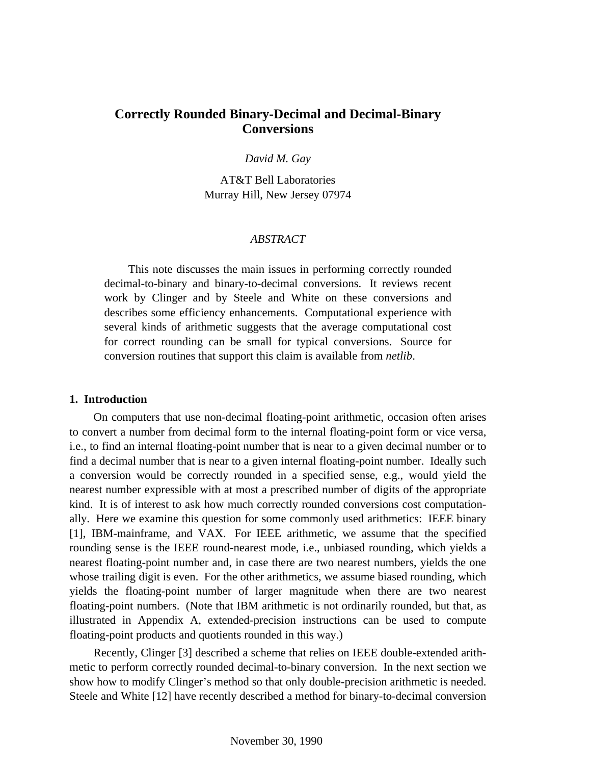# Correctly Rounded Binary-Decimal and Decimal-Binary Conversions

*David M. Gay*

AT&T Bell Laboratories
Murray Hill, New Jersey 07974

*ABSTRACT*

This note discusses the main issues in performing correctly rounded decimal-to-binary and binary-to-decimal conversions. It reviews recent work by Clinger and by Steele and White on these conversions and describes some efficiency enhancements. Computational experience with several kinds of arithmetic suggests that the average computational cost for correct rounding can be small for typical conversions. Source for conversion routines that support this claim is available from *netlib*.

## 1. Introduction

On computers that use non-decimal floating-point arithmetic, occasion often arises to convert a number from decimal form to the internal floating-point form or vice versa, i.e., to find an internal floating-point number that is near to a given decimal number or to find a decimal number that is near to a given internal floating-point number. Ideally such a conversion would be correctly rounded in a specified sense, e.g., would yield the nearest number expressible with at most a prescribed number of digits of the appropriate kind. It is of interest to ask how much correctly rounded conversions cost computationally. Here we examine this question for some commonly used arithmetics: IEEE binary [1], IBM-mainframe, and VAX. For IEEE arithmetic, we assume that the specified rounding sense is the IEEE round-nearest mode, i.e., unbiased rounding, which yields a nearest floating-point number and, in case there are two nearest numbers, yields the one whose trailing digit is even. For the other arithmetics, we assume biased rounding, which yields the floating-point number of larger magnitude when there are two nearest floating-point numbers. (Note that IBM arithmetic is not ordinarily rounded, but that, as illustrated in Appendix A, extended-precision instructions can be used to compute floating-point products and quotients rounded in this way.)

Recently, Clinger [3] described a scheme that relies on IEEE double-extended arithmetic to perform correctly rounded decimal-to-binary conversion. In the next section we show how to modify Clinger's method so that only double-precision arithmetic is needed. Steele and White [12] have recently described a method for binary-to-decimal conversion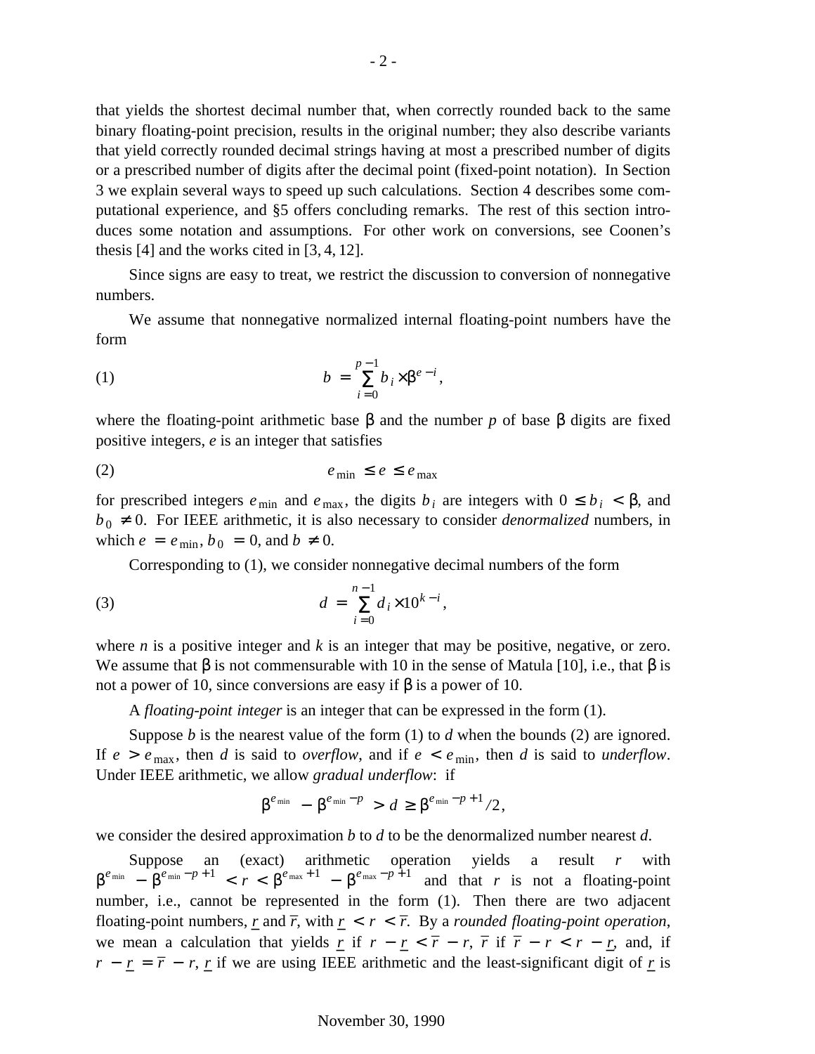that yields the shortest decimal number that, when correctly rounded back to the same binary floating-point precision, results in the original number; they also describe variants that yield correctly rounded decimal strings having at most a prescribed number of digits or a prescribed number of digits after the decimal point (fixed-point notation). In Section 3 we explain several ways to speed up such calculations. Section 4 describes some computational experience, and §5 offers concluding remarks. The rest of this section introduces some notation and assumptions. For other work on conversions, see Coonen's thesis [4] and the works cited in [3, 4, 12].

Since signs are easy to treat, we restrict the discussion to conversion of nonnegative numbers.

We assume that nonnegative normalized internal floating-point numbers have the form

$$b = \sum_{i=0}^{p-1} b_i \times \beta^{e-i}, \tag{1}$$

where the floating-point arithmetic base $\beta$ and the number $p$ of base $\beta$ digits are fixed positive integers, $e$ is an integer that satisfies

$$e_{\min} \le e \le e_{\max} \tag{2}$$

for prescribed integers $e_{\min}$ and $e_{\max}$, the digits $b_i$ are integers with $0 \le b_i < \beta$, and $b_0 \ne 0$. For IEEE arithmetic, it is also necessary to consider *denormalized* numbers, in which $e = e_{\min}$, $b_0 = 0$, and $b \ne 0$.

Corresponding to (1), we consider nonnegative decimal numbers of the form

$$d = \sum_{i=0}^{n-1} d_i \times 10^{k-i}, \tag{3}$$

where $n$ is a positive integer and $k$ is an integer that may be positive, negative, or zero. We assume that $\beta$ is not commensurable with 10 in the sense of Matula [10], i.e., that $\beta$ is not a power of 10, since conversions are easy if $\beta$ is a power of 10.

A *floating-point integer* is an integer that can be expressed in the form (1).

Suppose $b$ is the nearest value of the form (1) to $d$ when the bounds (2) are ignored. If $e > e_{\max}$, then $d$ is said to *overflow*, and if $e < e_{\min}$, then $d$ is said to *underflow*. Under IEEE arithmetic, we allow *gradual underflow*: if

$$\beta^{e_{\min}} - \beta^{e_{\min}-p} > d \ge \beta^{e_{\min}-p+1}/2,$$

we consider the desired approximation $b$ to $d$ to be the denormalized number nearest $d$.

Suppose an (exact) arithmetic operation yields a result $r$ with $\beta^{e_{\min}} - \beta^{e_{\min}-p+1} < r < \beta^{e_{\max}+1} - \beta^{e_{\max}-p+1}$ and that $r$ is not a floating-point number, i.e., cannot be represented in the form (1). Then there are two adjacent floating-point numbers, $\underline{r}$ and $\overline{r}$, with $\underline{r} < r < \overline{r}$. By a *rounded floating-point operation*, we mean a calculation that yields $\underline{r}$ if $r - \underline{r} < \overline{r} - r$, $\overline{r}$ if $\overline{r} - r < r - \underline{r}$, and, if $r - \underline{r} = \overline{r} - r$, $\underline{r}$ if we are using IEEE arithmetic and the least-significant digit of $\underline{r}$ is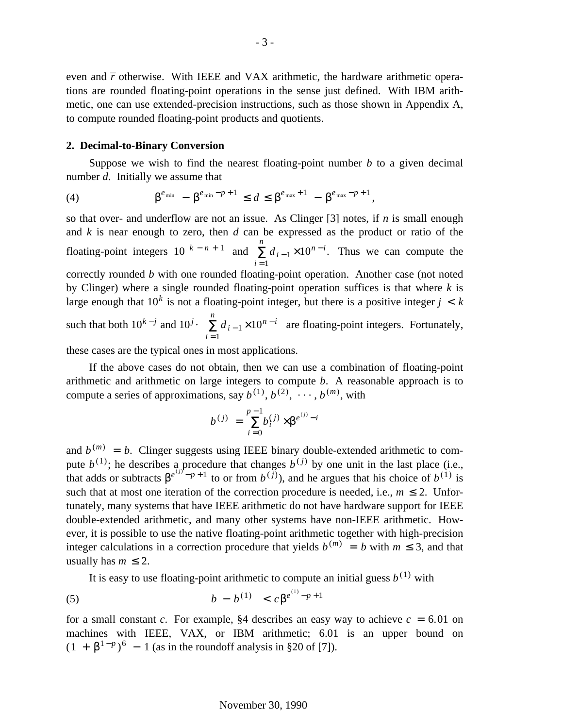even and $\bar{r}$ otherwise. With IEEE and VAX arithmetic, the hardware arithmetic operations are rounded floating-point operations in the sense just defined. With IBM arithmetic, one can use extended-precision instructions, such as those shown in Appendix A, to compute rounded floating-point products and quotients.

## 2. Decimal-to-Binary Conversion

Suppose we wish to find the nearest floating-point number $b$ to a given decimal number $d$. Initially we assume that

$$\beta^{e_{\min}} - \beta^{e_{\min} - p + 1} \le d \le \beta^{e_{\max} + 1} - \beta^{e_{\max} - p + 1}, \tag{4}$$

so that over- and underflow are not an issue. As Clinger [3] notes, if $n$ is small enough and $k$ is near enough to zero, then $d$ can be expressed as the product or ratio of the floating-point integers $10^{\,k - n + 1}$ and $\sum_{i=1}^{n} d_{i-1} \times 10^{n-i}$. Thus we can compute the correctly rounded $b$ with one rounded floating-point operation. Another case (not noted by Clinger) where a single rounded floating-point operation suffices is that where $k$ is large enough that $10^k$ is not a floating-point integer, but there is a positive integer $j < k$ such that both $10^{k-j}$ and $10^j \cdot \sum_{i=1}^{n} d_{i-1} \times 10^{n-i}$ are floating-point integers. Fortunately, these cases are the typical ones in most applications.

If the above cases do not obtain, then we can use a combination of floating-point arithmetic and arithmetic on large integers to compute $b$. A reasonable approach is to compute a series of approximations, say $b^{(1)}, b^{(2)}, \cdots, b^{(m)}$, with

$$b^{(j)} = \sum_{i=0}^{p-1} b_i^{(j)} \times \beta^{e^{(j)} - i}$$

and $b^{(m)} = b$. Clinger suggests using IEEE binary double-extended arithmetic to compute $b^{(1)}$; he describes a procedure that changes $b^{(j)}$ by one unit in the last place (i.e., that adds or subtracts $\beta^{e^{(j)} - p + 1}$ to or from $b^{(j)}$), and he argues that his choice of $b^{(1)}$ is such that at most one iteration of the correction procedure is needed, i.e., $m \le 2$. Unfortunately, many systems that have IEEE arithmetic do not have hardware support for IEEE double-extended arithmetic, and many other systems have non-IEEE arithmetic. However, it is possible to use the native floating-point arithmetic together with high-precision integer calculations in a correction procedure that yields $b^{(m)} = b$ with $m \le 3$, and that usually has $m \le 2$.

It is easy to use floating-point arithmetic to compute an initial guess $b^{(1)}$ with

$$\left| b - b^{(1)} \right| < c\beta^{e^{(1)} - p + 1} \tag{5}$$

for a small constant $c$. For example, §4 describes an easy way to achieve $c = 6.01$ on machines with IEEE, VAX, or IBM arithmetic; 6.01 is an upper bound on $(1 + \beta^{1-p})^6 - 1$ (as in the roundoff analysis in §20 of [7]).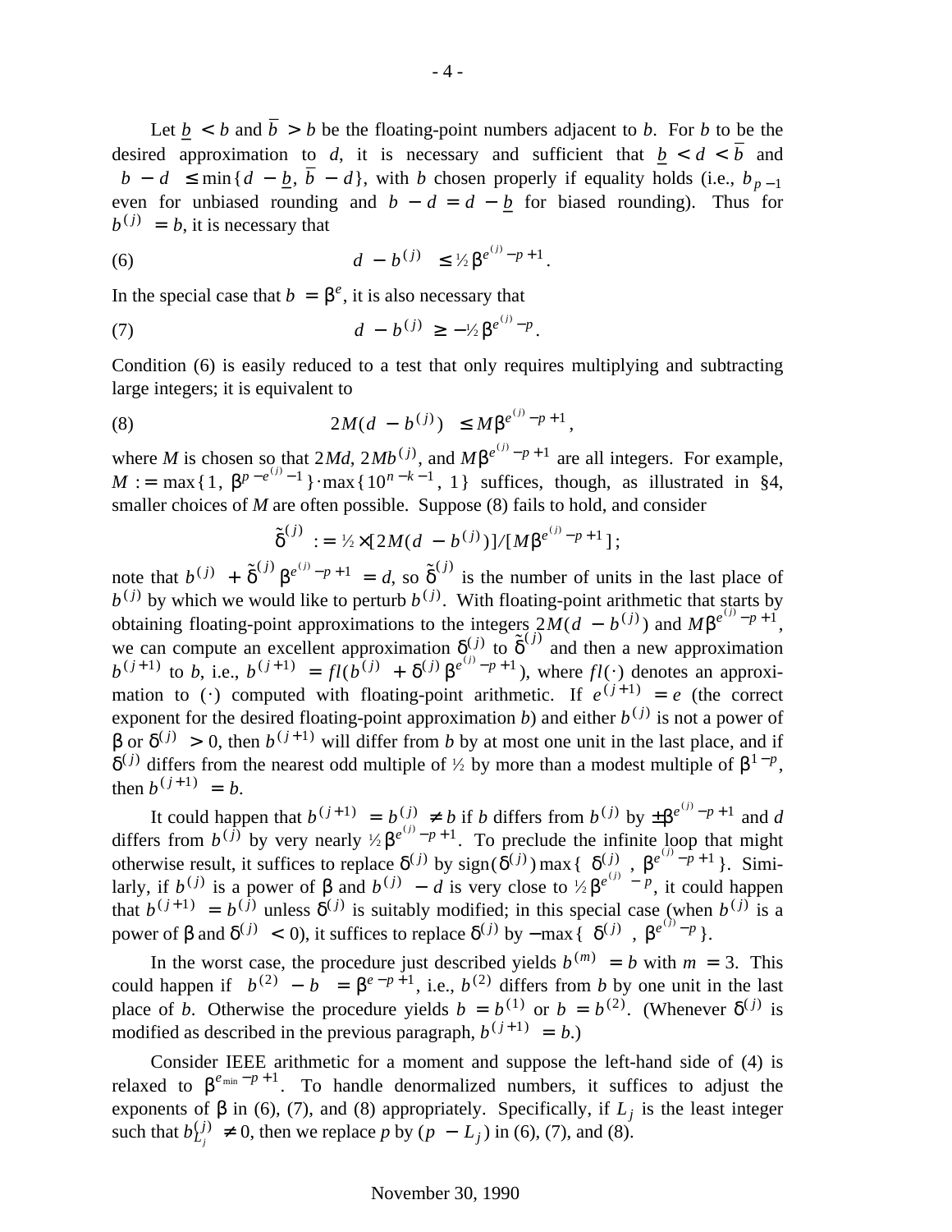Let $\underline{b} < b$ and $\overline{b} > b$ be the floating-point numbers adjacent to $b$. For $b$ to be the desired approximation to $d$, it is necessary and sufficient that $\underline{b} < d < \overline{b}$ and $|b - d| \le \min\{d - \underline{b},\ \overline{b} - d\}$, with $b$ chosen properly if equality holds (i.e., $b_{p-1}$ even for unbiased rounding and $b - d = d - \underline{b}$ for biased rounding). Thus for $b^{(j)} = b$, it is necessary that

$$d - b^{(j)} \le \tfrac{1}{2}\beta^{e^{(j)} - p + 1}. \tag{6}$$

In the special case that $b = \beta^e$, it is also necessary that

$$d - b^{(j)} \ge -\tfrac{1}{2}\beta^{e^{(j)} - p}. \tag{7}$$

Condition (6) is easily reduced to a test that only requires multiplying and subtracting large integers; it is equivalent to

$$|2M(d - b^{(j)})| \le M\beta^{e^{(j)} - p + 1}, \tag{8}$$

where $M$ is chosen so that $2Md$, $2Mb^{(j)}$, and $M\beta^{e^{(j)} - p + 1}$ are all integers. For example, $M := \max\{1,\ \beta^{p - e^{(j)} - 1}\}\cdot\max\{10^{n-k-1},\ 1\}$ suffices, though, as illustrated in §4, smaller choices of $M$ are often possible. Suppose (8) fails to hold, and consider

$$\tilde{\delta}^{(j)} := \tfrac{1}{2}\times[2M(d - b^{(j)})]/[M\beta^{e^{(j)} - p + 1}];$$

note that $b^{(j)} + \tilde{\delta}^{(j)}\beta^{e^{(j)} - p + 1} = d$, so $\tilde{\delta}^{(j)}$ is the number of units in the last place of $b^{(j)}$ by which we would like to perturb $b^{(j)}$. With floating-point arithmetic that starts by obtaining floating-point approximations to the integers $2M(d - b^{(j)})$ and $M\beta^{e^{(j)} - p + 1}$, we can compute an excellent approximation $\delta^{(j)}$ to $\tilde{\delta}^{(j)}$ and then a new approximation $b^{(j+1)}$ to $b$, i.e., $b^{(j+1)} = fl(b^{(j)} + \delta^{(j)}\beta^{e^{(j)} - p + 1})$, where $fl(\cdot)$ denotes an approximation to $(\cdot)$ computed with floating-point arithmetic. If $e^{(j+1)} = e$ (the correct exponent for the desired floating-point approximation $b$) and either $b^{(j)}$ is not a power of $\beta$ or $\delta^{(j)} > 0$, then $b^{(j+1)}$ will differ from $b$ by at most one unit in the last place, and if $\delta^{(j)}$ differs from the nearest odd multiple of ½ by more than a modest multiple of $\beta^{1-p}$, then $b^{(j+1)} = b$.

It could happen that $b^{(j+1)} = b^{(j)} \ne b$ if $b$ differs from $b^{(j)}$ by $\pm\beta^{e^{(j)} - p + 1}$ and $d$ differs from $b^{(j)}$ by very nearly $\tfrac{1}{2}\beta^{e^{(j)} - p + 1}$. To preclude the infinite loop that might otherwise result, it suffices to replace $\delta^{(j)}$ by $\mathrm{sign}(\delta^{(j)})\max\{|\delta^{(j)}|,\ \beta^{e^{(j)} - p + 1}\}$. Similarly, if $b^{(j)}$ is a power of $\beta$ and $b^{(j)} - d$ is very close to $\tfrac{1}{2}\beta^{e^{(j)} - p}$, it could happen that $b^{(j+1)} = b^{(j)}$ unless $\delta^{(j)}$ is suitably modified; in this special case (when $b^{(j)}$ is a power of $\beta$ and $\delta^{(j)} < 0$), it suffices to replace $\delta^{(j)}$ by $-\max\{|\delta^{(j)}|,\ \beta^{e^{(j)} - p}\}$.

In the worst case, the procedure just described yields $b^{(m)} = b$ with $m = 3$. This could happen if $|b^{(2)} - b| = \beta^{e - p + 1}$, i.e., $b^{(2)}$ differs from $b$ by one unit in the last place of $b$. Otherwise the procedure yields $b = b^{(1)}$ or $b = b^{(2)}$. (Whenever $\delta^{(j)}$ is modified as described in the previous paragraph, $b^{(j+1)} = b$.)

Consider IEEE arithmetic for a moment and suppose the left-hand side of (4) is relaxed to $\beta^{e_{\min} - p + 1}$. To handle denormalized numbers, it suffices to adjust the exponents of $\beta$ in (6), (7), and (8) appropriately. Specifically, if $L_j$ is the least integer such that $b^{(j)}_{L_j} \ne 0$, then we replace $p$ by $(p - L_j)$ in (6), (7), and (8).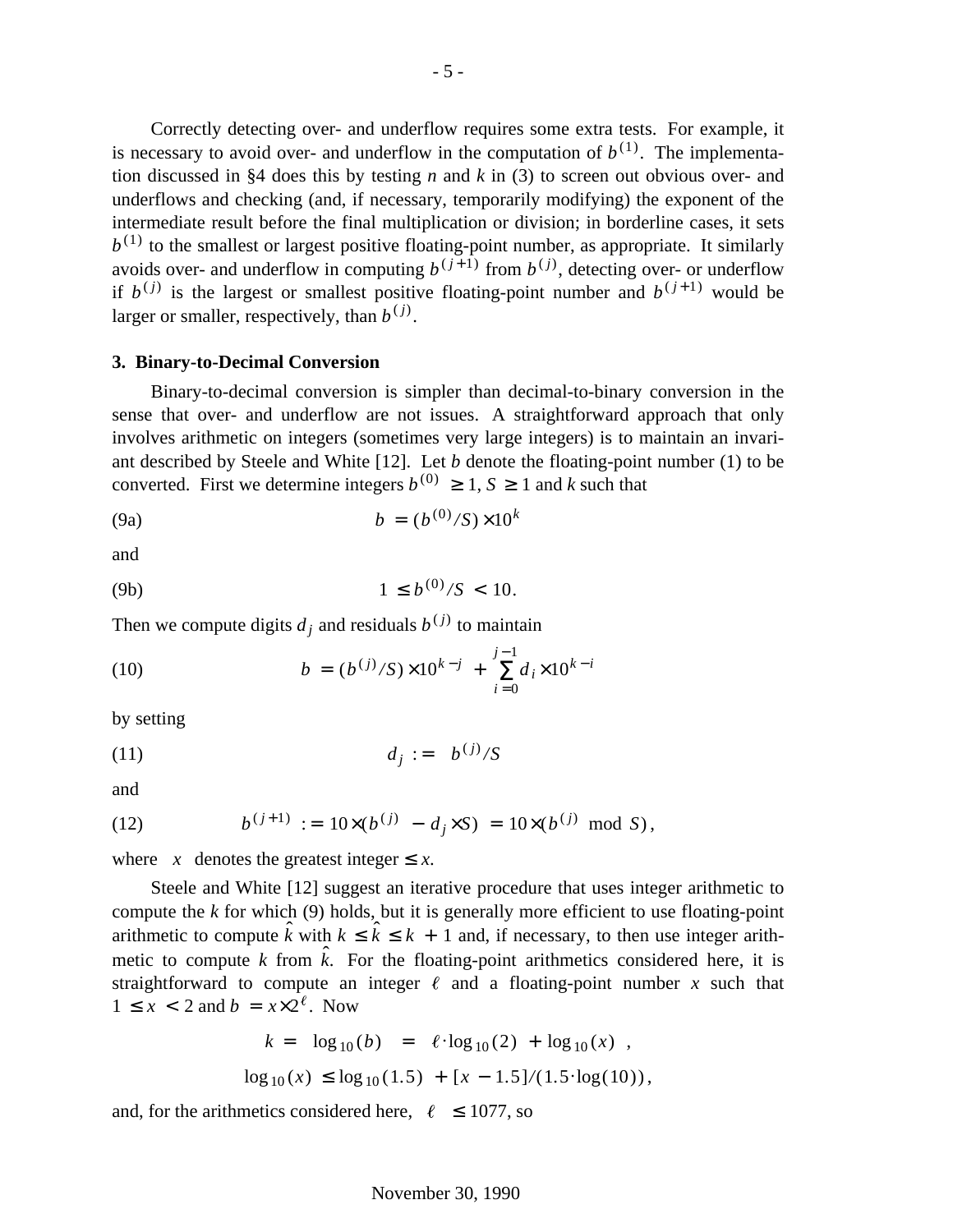Correctly detecting over- and underflow requires some extra tests. For example, it is necessary to avoid over- and underflow in the computation of $b^{(1)}$. The implementation discussed in §4 does this by testing $n$ and $k$ in (3) to screen out obvious over- and underflows and checking (and, if necessary, temporarily modifying) the exponent of the intermediate result before the final multiplication or division; in borderline cases, it sets $b^{(1)}$ to the smallest or largest positive floating-point number, as appropriate. It similarly avoids over- and underflow in computing $b^{(j+1)}$ from $b^{(j)}$, detecting over- or underflow if $b^{(j)}$ is the largest or smallest positive floating-point number and $b^{(j+1)}$ would be larger or smaller, respectively, than $b^{(j)}$.

### 3. Binary-to-Decimal Conversion

Binary-to-decimal conversion is simpler than decimal-to-binary conversion in the sense that over- and underflow are not issues. A straightforward approach that only involves arithmetic on integers (sometimes very large integers) is to maintain an invariant described by Steele and White [12]. Let $b$ denote the floating-point number (1) to be converted. First we determine integers $b^{(0)} \geq 1$, $S \geq 1$ and $k$ such that

$$b = (b^{(0)}/S) \times 10^k \tag{9a}$$

and

$$1 \leq b^{(0)}/S < 10. \tag{9b}$$

Then we compute digits $d_j$ and residuals $b^{(j)}$ to maintain

$$b = (b^{(j)}/S) \times 10^{k-j} + \sum_{i=0}^{j-1} d_i \times 10^{k-i} \tag{10}$$

by setting

$$d_j := \lfloor b^{(j)}/S \rfloor \tag{11}$$

and

$$b^{(j+1)} := 10 \times (b^{(j)} - d_j \times S) = 10 \times (b^{(j)} \bmod S), \tag{12}$$

where $\lfloor x \rfloor$ denotes the greatest integer $\leq x$.

Steele and White [12] suggest an iterative procedure that uses integer arithmetic to compute the $k$ for which (9) holds, but it is generally more efficient to use floating-point arithmetic to compute $\hat{k}$ with $k \leq \hat{k} \leq k + 1$ and, if necessary, to then use integer arithmetic to compute $k$ from $\hat{k}$. For the floating-point arithmetics considered here, it is straightforward to compute an integer $\ell$ and a floating-point number $x$ such that $1 \leq x < 2$ and $b = x \times 2^{\ell}$. Now

$$k = \lfloor \log_{10}(b) \rfloor = \lfloor \ell \cdot \log_{10}(2) + \log_{10}(x) \rfloor ,$$

$$\log_{10}(x) \leq \log_{10}(1.5) + [x - 1.5]/(1.5 \cdot \log(10)),$$

and, for the arithmetics considered here, $|\ell| \leq 1077$, so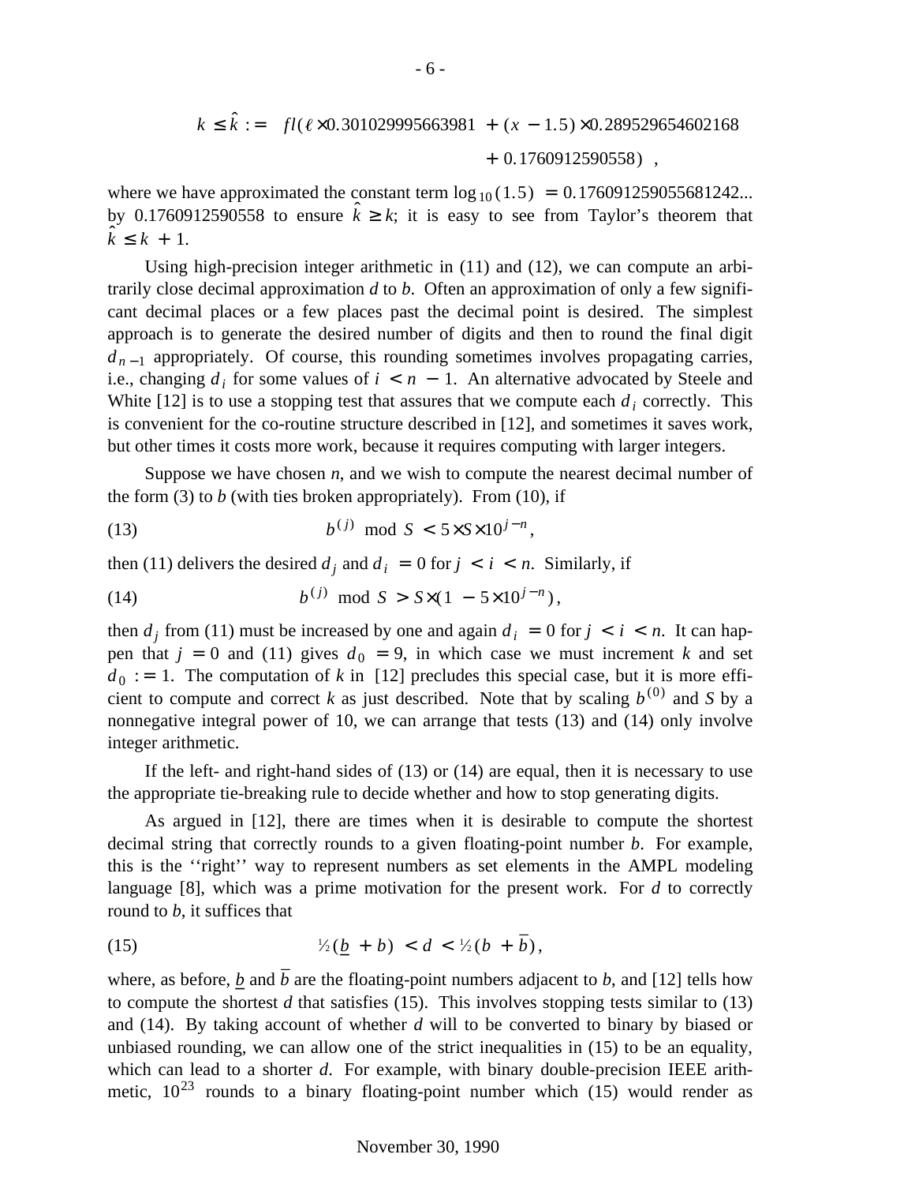$$k \le \hat{k} := \; fl(\ell \times 0.301029995663981 \; + (x - 1.5) \times 0.289529654602168$$
$$+ \; 0.1760912590558) \; ,$$

where we have approximated the constant term $\log_{10}(1.5) = 0.176091259055681242...$ by 0.1760912590558 to ensure $\hat{k} \ge k$; it is easy to see from Taylor's theorem that $\hat{k} \le k + 1$.

Using high-precision integer arithmetic in (11) and (12), we can compute an arbitrarily close decimal approximation $d$ to $b$. Often an approximation of only a few significant decimal places or a few places past the decimal point is desired. The simplest approach is to generate the desired number of digits and then to round the final digit $d_{n-1}$ appropriately. Of course, this rounding sometimes involves propagating carries, i.e., changing $d_i$ for some values of $i < n - 1$. An alternative advocated by Steele and White [12] is to use a stopping test that assures that we compute each $d_i$ correctly. This is convenient for the co-routine structure described in [12], and sometimes it saves work, but other times it costs more work, because it requires computing with larger integers.

Suppose we have chosen $n$, and we wish to compute the nearest decimal number of the form (3) to $b$ (with ties broken appropriately). From (10), if

$$(13) \qquad b^{(j)} \bmod S < 5 \times S \times 10^{j-n},$$

then (11) delivers the desired $d_j$ and $d_i = 0$ for $j < i < n$. Similarly, if

$$(14) \qquad b^{(j)} \bmod S > S \times (1 - 5 \times 10^{j-n}),$$

then $d_j$ from (11) must be increased by one and again $d_i = 0$ for $j < i < n$. It can happen that $j = 0$ and (11) gives $d_0 = 9$, in which case we must increment $k$ and set $d_0 := 1$. The computation of $k$ in [12] precludes this special case, but it is more efficient to compute and correct $k$ as just described. Note that by scaling $b^{(0)}$ and $S$ by a nonnegative integral power of 10, we can arrange that tests (13) and (14) only involve integer arithmetic.

If the left- and right-hand sides of (13) or (14) are equal, then it is necessary to use the appropriate tie-breaking rule to decide whether and how to stop generating digits.

As argued in [12], there are times when it is desirable to compute the shortest decimal string that correctly rounds to a given floating-point number $b$. For example, this is the ''right'' way to represent numbers as set elements in the AMPL modeling language [8], which was a prime motivation for the present work. For $d$ to correctly round to $b$, it suffices that

$$(15) \qquad \tfrac{1}{2}(\underline{b} + b) < d < \tfrac{1}{2}(b + \overline{b}),$$

where, as before, $\underline{b}$ and $\overline{b}$ are the floating-point numbers adjacent to $b$, and [12] tells how to compute the shortest $d$ that satisfies (15). This involves stopping tests similar to (13) and (14). By taking account of whether $d$ will to be converted to binary by biased or unbiased rounding, we can allow one of the strict inequalities in (15) to be an equality, which can lead to a shorter $d$. For example, with binary double-precision IEEE arithmetic, $10^{23}$ rounds to a binary floating-point number which (15) would render as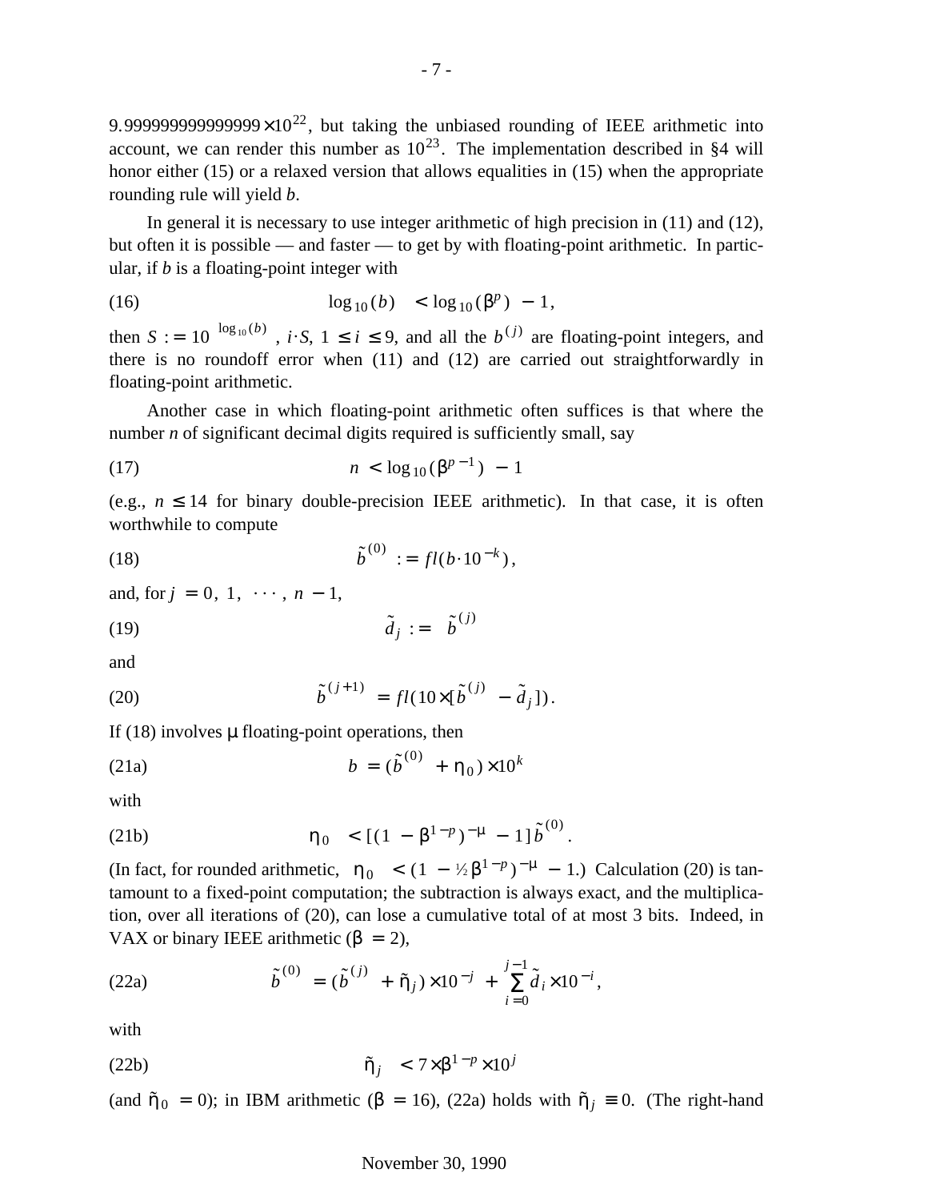$9.999999999999999 \times 10^{22}$, but taking the unbiased rounding of IEEE arithmetic into account, we can render this number as $10^{23}$. The implementation described in §4 will honor either (15) or a relaxed version that allows equalities in (15) when the appropriate rounding rule will yield $b$.

In general it is necessary to use integer arithmetic of high precision in (11) and (12), but often it is possible — and faster — to get by with floating-point arithmetic. In particular, if $b$ is a floating-point integer with

$$\lfloor \log_{10}(b) \rfloor < \lfloor \log_{10}(\beta^p) \rfloor - 1, \tag{16}$$

then $S := 10^{\lfloor \log_{10}(b) \rfloor}$, $i \cdot S$, $1 \le i \le 9$, and all the $b^{(j)}$ are floating-point integers, and there is no roundoff error when (11) and (12) are carried out straightforwardly in floating-point arithmetic.

Another case in which floating-point arithmetic often suffices is that where the number $n$ of significant decimal digits required is sufficiently small, say

$$n < \lfloor \log_{10}(\beta^{p-1}) \rfloor - 1 \tag{17}$$

(e.g., $n \le 14$ for binary double-precision IEEE arithmetic). In that case, it is often worthwhile to compute

$$\tilde{b}^{(0)} := fl(b \cdot 10^{-k}), \tag{18}$$

and, for $j = 0,\ 1,\ \cdots,\ n-1$,

$$\tilde{d}_j := \lfloor \tilde{b}^{(j)} \rfloor \tag{19}$$

and

$$\tilde{b}^{(j+1)} = fl(10 \times [\tilde{b}^{(j)} - \tilde{d}_j]). \tag{20}$$

If (18) involves $\mu$ floating-point operations, then

$$b = (\tilde{b}^{(0)} + \eta_0) \times 10^k \tag{21a}$$

with

$$|\eta_0| < [(1 - \beta^{1-p})^{-\mu} - 1]\, \tilde{b}^{(0)}. \tag{21b}$$

(In fact, for rounded arithmetic, $|\eta_0| < (1 - \tfrac{1}{2}\beta^{1-p})^{-\mu} - 1$.) Calculation (20) is tantamount to a fixed-point computation; the subtraction is always exact, and the multiplication, over all iterations of (20), can lose a cumulative total of at most 3 bits. Indeed, in VAX or binary IEEE arithmetic ($\beta = 2$),

$$\tilde{b}^{(0)} = (\tilde{b}^{(j)} + \tilde{\eta}_j) \times 10^{-j} + \sum_{i=0}^{j-1} \tilde{d}_i \times 10^{-i}, \tag{22a}$$

with

$$|\tilde{\eta}_j| < 7 \times \beta^{1-p} \times 10^j \tag{22b}$$

(and $\tilde{\eta}_0 = 0$); in IBM arithmetic ($\beta = 16$), (22a) holds with $\tilde{\eta}_j \equiv 0$. (The right-hand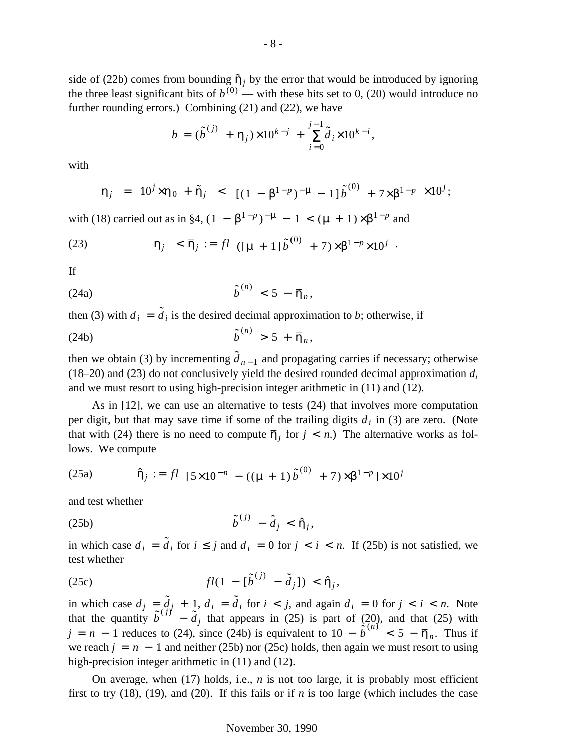side of (22b) comes from bounding $\tilde{\eta}_j$ by the error that would be introduced by ignoring the three least significant bits of $b^{(0)}$ — with these bits set to 0, (20) would introduce no further rounding errors.) Combining (21) and (22), we have

$$b = (\tilde{b}^{(j)} + \eta_j) \times 10^{k-j} + \sum_{i=0}^{j-1} \tilde{d}_i \times 10^{k-i},$$

with

$$\eta_j \;=\; 10^j \times \eta_0 + \tilde{\eta}_j \;<\; [(1-\beta^{1-p})^{-\mu} - 1]\, \tilde{b}^{(0)} + 7 \times \beta^{1-p} \times 10^j;$$

with (18) carried out as in §4, $(1-\beta^{1-p})^{-\mu} - 1 < (\mu + 1) \times \beta^{1-p}$ and

$$\eta_j < \bar{\eta}_j := fl\left(([\mu+1]\,\tilde{b}^{(0)} + 7) \times \beta^{1-p} \times 10^j\right). \tag{23}$$

If

$$\tilde{b}^{(n)} < 5 - \bar{\eta}_n, \tag{24a}$$

then (3) with $d_i = \tilde{d}_i$ is the desired decimal approximation to $b$; otherwise, if

$$\tilde{b}^{(n)} > 5 + \bar{\eta}_n, \tag{24b}$$

then we obtain (3) by incrementing $\tilde{d}_{n-1}$ and propagating carries if necessary; otherwise (18–20) and (23) do not conclusively yield the desired rounded decimal approximation $d$, and we must resort to using high-precision integer arithmetic in (11) and (12).

As in [12], we can use an alternative to tests (24) that involves more computation per digit, but that may save time if some of the trailing digits $d_i$ in (3) are zero. (Note that with (24) there is no need to compute $\bar{\eta}_j$ for $j < n$.) The alternative works as follows. We compute

$$\hat{\eta}_j := fl\left([5 \times 10^{-n} - ((\mu+1)\,\tilde{b}^{(0)} + 7) \times \beta^{1-p}] \times 10^j\right) \tag{25a}$$

and test whether

$$\tilde{b}^{(j)} - \tilde{d}_j < \hat{\eta}_j, \tag{25b}$$

in which case $d_i = \tilde{d}_i$ for $i \le j$ and $d_i = 0$ for $j < i < n$. If (25b) is not satisfied, we test whether

$$fl(1 - [\tilde{b}^{(j)} - \tilde{d}_j]) < \hat{\eta}_j, \tag{25c}$$

in which case $d_j = \tilde{d}_j + 1$, $d_i = \tilde{d}_i$ for $i < j$, and again $d_i = 0$ for $j < i < n$. Note that the quantity $\tilde{b}^{(j)} - \tilde{d}_j$ that appears in (25) is part of (20), and that (25) with $j = n-1$ reduces to (24), since (24b) is equivalent to $10 - \tilde{b}^{(n)} < 5 - \bar{\eta}_n$. Thus if we reach $j = n-1$ and neither (25b) nor (25c) holds, then again we must resort to using high-precision integer arithmetic in (11) and (12).

On average, when (17) holds, i.e., $n$ is not too large, it is probably most efficient first to try (18), (19), and (20). If this fails or if $n$ is too large (which includes the case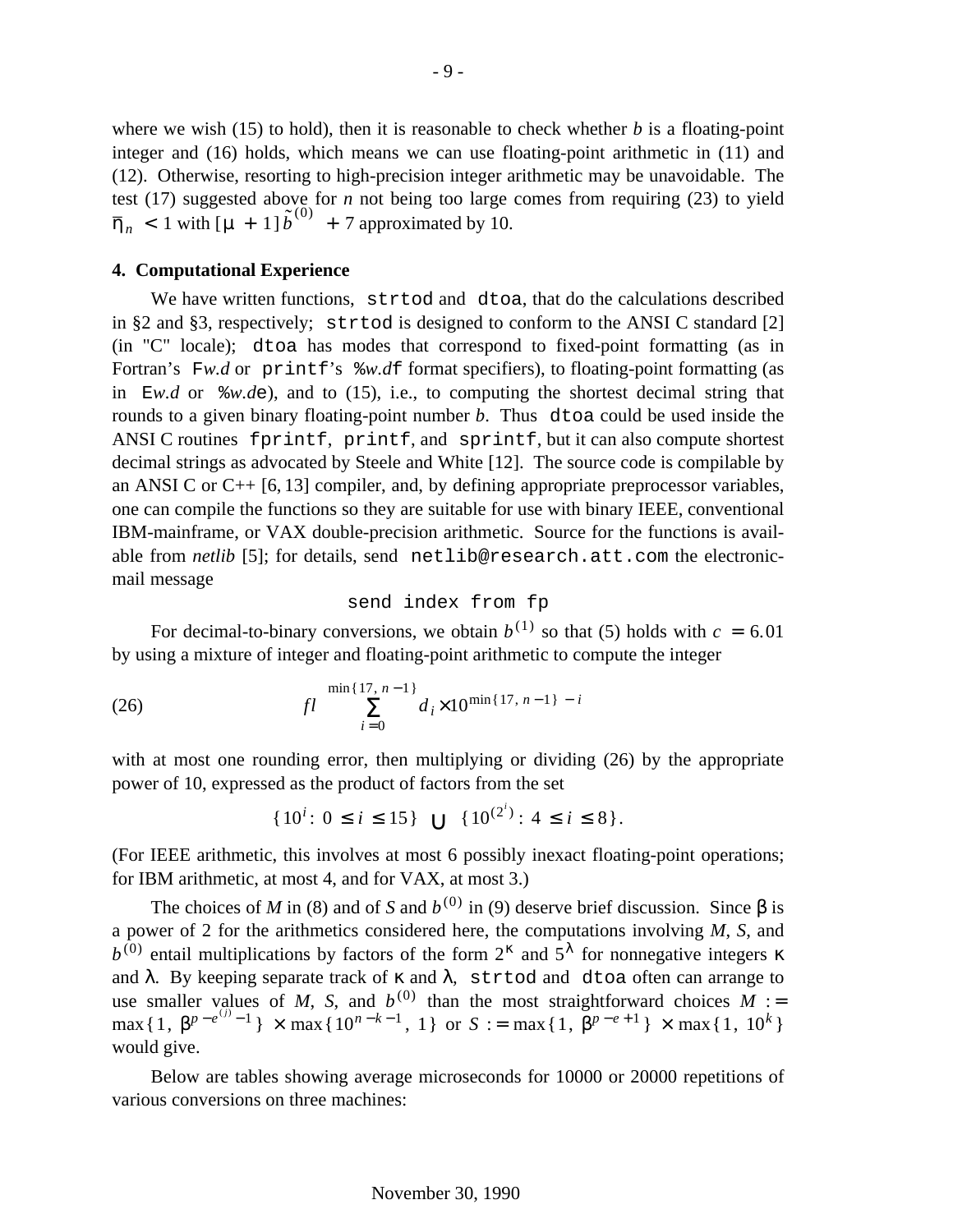where we wish (15) to hold), then it is reasonable to check whether $b$ is a floating-point integer and (16) holds, which means we can use floating-point arithmetic in (11) and (12). Otherwise, resorting to high-precision integer arithmetic may be unavoidable. The test (17) suggested above for $n$ not being too large comes from requiring (23) to yield $\bar{\eta}_n < 1$ with $[\mu + 1]\tilde{b}^{(0)} + 7$ approximated by 10.

#### 4. Computational Experience

We have written functions, `strtod` and `dtoa`, that do the calculations described in §2 and §3, respectively; `strtod` is designed to conform to the ANSI C standard [2] (in "C" locale); `dtoa` has modes that correspond to fixed-point formatting (as in Fortran's F*w.d* or `printf`'s %*w.d*f format specifiers), to floating-point formatting (as in E*w.d* or %*w.d*e), and to (15), i.e., to computing the shortest decimal string that rounds to a given binary floating-point number $b$. Thus `dtoa` could be used inside the ANSI C routines `fprintf`, `printf`, and `sprintf`, but it can also compute shortest decimal strings as advocated by Steele and White [12]. The source code is compilable by an ANSI C or C++ [6, 13] compiler, and, by defining appropriate preprocessor variables, one can compile the functions so they are suitable for use with binary IEEE, conventional IBM-mainframe, or VAX double-precision arithmetic. Source for the functions is available from *netlib* [5]; for details, send `netlib@research.att.com` the electronic-mail message

```
send index from fp
```

For decimal-to-binary conversions, we obtain $b^{(1)}$ so that (5) holds with $c = 6.01$ by using a mixture of integer and floating-point arithmetic to compute the integer

$$fl\left(\sum_{i=0}^{\min\{17,\, n-1\}} d_i \times 10^{\min\{17,\, n-1\} - i}\right) \tag{26}$$

with at most one rounding error, then multiplying or dividing (26) by the appropriate power of 10, expressed as the product of factors from the set

$$\{10^i : 0 \le i \le 15\} \cup \{10^{(2^i)} : 4 \le i \le 8\}.$$

(For IEEE arithmetic, this involves at most 6 possibly inexact floating-point operations; for IBM arithmetic, at most 4, and for VAX, at most 3.)

The choices of $M$ in (8) and of $S$ and $b^{(0)}$ in (9) deserve brief discussion. Since $\beta$ is a power of 2 for the arithmetics considered here, the computations involving $M$, $S$, and $b^{(0)}$ entail multiplications by factors of the form $2^\kappa$ and $5^\lambda$ for nonnegative integers $\kappa$ and $\lambda$. By keeping separate track of $\kappa$ and $\lambda$, `strtod` and `dtoa` often can arrange to use smaller values of $M$, $S$, and $b^{(0)}$ than the most straightforward choices $M := \max\{1, \beta^{p-e^{(j)}-1}\} \times \max\{10^{n-k-1}, 1\}$ or $S := \max\{1, \beta^{p-e+1}\} \times \max\{1, 10^k\}$ would give.

Below are tables showing average microseconds for 10000 or 20000 repetitions of various conversions on three machines: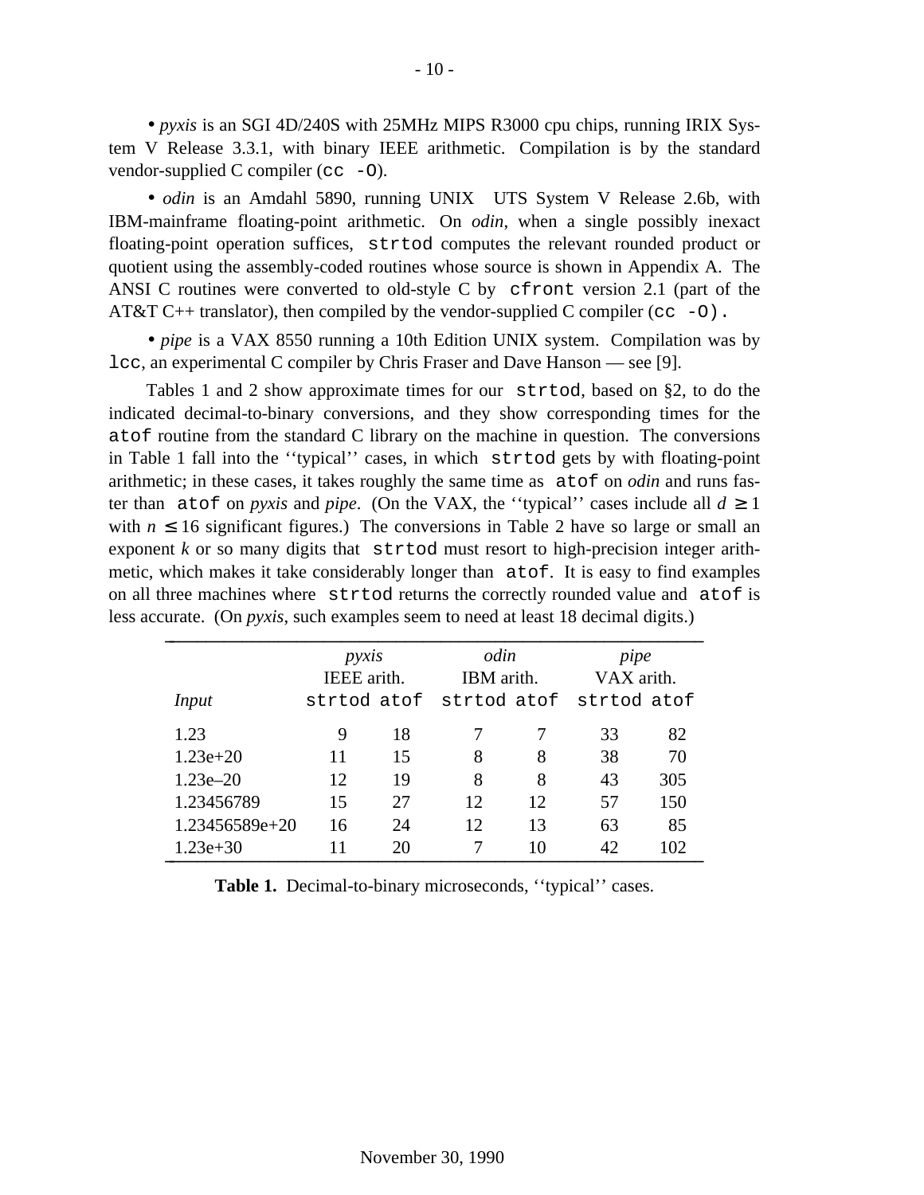• *pyxis* is an SGI 4D/240S with 25MHz MIPS R3000 cpu chips, running IRIX System V Release 3.3.1, with binary IEEE arithmetic. Compilation is by the standard vendor-supplied C compiler (`cc -O`).

• *odin* is an Amdahl 5890, running UNIX UTS System V Release 2.6b, with IBM-mainframe floating-point arithmetic. On *odin*, when a single possibly inexact floating-point operation suffices, `strtod` computes the relevant rounded product or quotient using the assembly-coded routines whose source is shown in Appendix A. The ANSI C routines were converted to old-style C by `cfront` version 2.1 (part of the AT&T C++ translator), then compiled by the vendor-supplied C compiler (`cc -O`).

• *pipe* is a VAX 8550 running a 10th Edition UNIX system. Compilation was by `lcc`, an experimental C compiler by Chris Fraser and Dave Hanson — see [9].

Tables 1 and 2 show approximate times for our `strtod`, based on §2, to do the indicated decimal-to-binary conversions, and they show corresponding times for the `atof` routine from the standard C library on the machine in question. The conversions in Table 1 fall into the ''typical'' cases, in which `strtod` gets by with floating-point arithmetic; in these cases, it takes roughly the same time as `atof` on *odin* and runs faster than `atof` on *pyxis* and *pipe*. (On the VAX, the ''typical'' cases include all $d \geq 1$ with $n \leq 16$ significant figures.) The conversions in Table 2 have so large or small an exponent $k$ or so many digits that `strtod` must resort to high-precision integer arithmetic, which makes it take considerably longer than `atof`. It is easy to find examples on all three machines where `strtod` returns the correctly rounded value and `atof` is less accurate. (On *pyxis*, such examples seem to need at least 18 decimal digits.)

| | *pyxis* IEEE arith. | | *odin* IBM arith. | | *pipe* VAX arith. | |
|---|---|---|---|---|---|---|
| *Input* | `strtod` | `atof` | `strtod` | `atof` | `strtod` | `atof` |
| 1.23 | 9 | 18 | 7 | 7 | 33 | 82 |
| 1.23e+20 | 11 | 15 | 8 | 8 | 38 | 70 |
| 1.23e–20 | 12 | 19 | 8 | 8 | 43 | 305 |
| 1.23456789 | 15 | 27 | 12 | 12 | 57 | 150 |
| 1.23456589e+20 | 16 | 24 | 12 | 13 | 63 | 85 |
| 1.23e+30 | 11 | 20 | 7 | 10 | 42 | 102 |

**Table 1.** Decimal-to-binary microseconds, ''typical'' cases.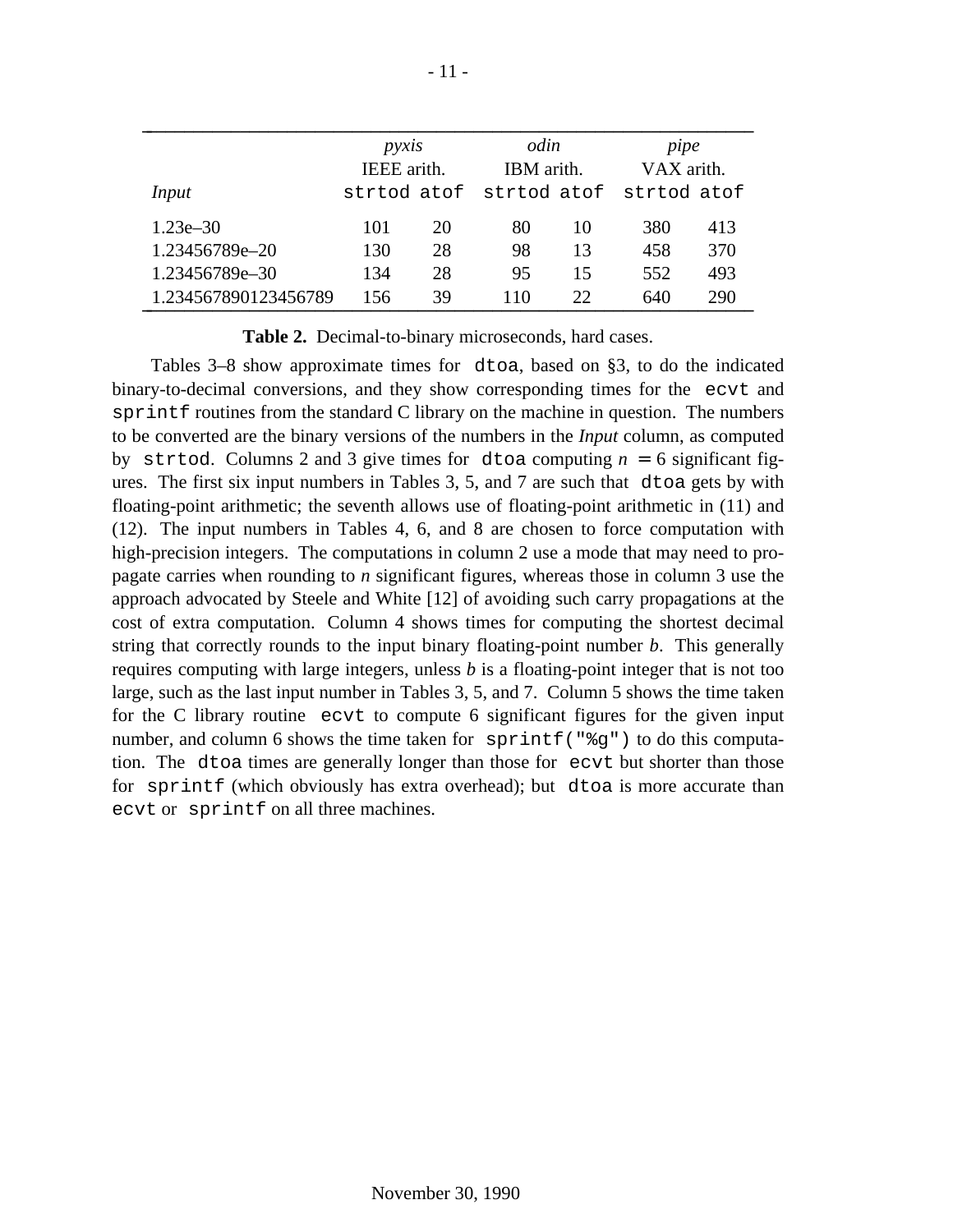| *Input* | *pyxis* IEEE arith. `strtod` | `atof` | *odin* IBM arith. `strtod` | `atof` | *pipe* VAX arith. `strtod` | `atof` |
|---|---|---|---|---|---|---|
| 1.23e–30 | 101 | 20 | 80 | 10 | 380 | 413 |
| 1.23456789e–20 | 130 | 28 | 98 | 13 | 458 | 370 |
| 1.23456789e–30 | 134 | 28 | 95 | 15 | 552 | 493 |
| 1.234567890123456789 | 156 | 39 | 110 | 22 | 640 | 290 |

**Table 2.** Decimal-to-binary microseconds, hard cases.

Tables 3–8 show approximate times for `dtoa`, based on §3, to do the indicated binary-to-decimal conversions, and they show corresponding times for the `ecvt` and `sprintf` routines from the standard C library on the machine in question. The numbers to be converted are the binary versions of the numbers in the *Input* column, as computed by `strtod`. Columns 2 and 3 give times for `dtoa` computing $n = 6$ significant figures. The first six input numbers in Tables 3, 5, and 7 are such that `dtoa` gets by with floating-point arithmetic; the seventh allows use of floating-point arithmetic in (11) and (12). The input numbers in Tables 4, 6, and 8 are chosen to force computation with high-precision integers. The computations in column 2 use a mode that may need to propagate carries when rounding to $n$ significant figures, whereas those in column 3 use the approach advocated by Steele and White [12] of avoiding such carry propagations at the cost of extra computation. Column 4 shows times for computing the shortest decimal string that correctly rounds to the input binary floating-point number $b$. This generally requires computing with large integers, unless $b$ is a floating-point integer that is not too large, such as the last input number in Tables 3, 5, and 7. Column 5 shows the time taken for the C library routine `ecvt` to compute 6 significant figures for the given input number, and column 6 shows the time taken for `sprintf("%g")` to do this computation. The `dtoa` times are generally longer than those for `ecvt` but shorter than those for `sprintf` (which obviously has extra overhead); but `dtoa` is more accurate than `ecvt` or `sprintf` on all three machines.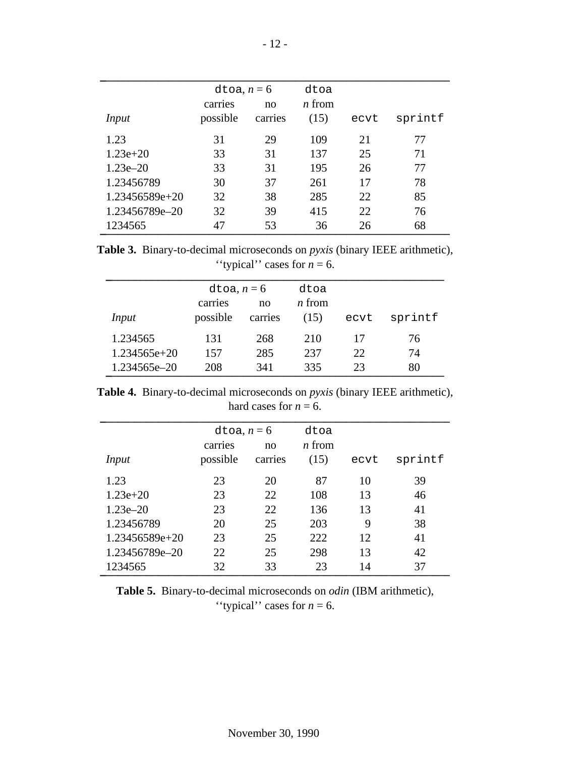| *Input* | `dtoa`, $n = 6$ carries possible | `dtoa`, $n = 6$ no carries | `dtoa` $n$ from (15) | `ecvt` | `sprintf` |
|---|---|---|---|---|---|
| 1.23 | 31 | 29 | 109 | 21 | 77 |
| 1.23e+20 | 33 | 31 | 137 | 25 | 71 |
| 1.23e–20 | 33 | 31 | 195 | 26 | 77 |
| 1.23456789 | 30 | 37 | 261 | 17 | 78 |
| 1.23456589e+20 | 32 | 38 | 285 | 22 | 85 |
| 1.23456789e–20 | 32 | 39 | 415 | 22 | 76 |
| 1234565 | 47 | 53 | 36 | 26 | 68 |

**Table 3.** Binary-to-decimal microseconds on *pyxis* (binary IEEE arithmetic), ‘‘typical’’ cases for $n = 6$.

| *Input* | `dtoa`, $n = 6$ carries possible | `dtoa`, $n = 6$ no carries | `dtoa` $n$ from (15) | `ecvt` | `sprintf` |
|---|---|---|---|---|---|
| 1.234565 | 131 | 268 | 210 | 17 | 76 |
| 1.234565e+20 | 157 | 285 | 237 | 22 | 74 |
| 1.234565e–20 | 208 | 341 | 335 | 23 | 80 |

**Table 4.** Binary-to-decimal microseconds on *pyxis* (binary IEEE arithmetic), hard cases for $n = 6$.

| *Input* | `dtoa`, $n = 6$ carries possible | `dtoa`, $n = 6$ no carries | `dtoa` $n$ from (15) | `ecvt` | `sprintf` |
|---|---|---|---|---|---|
| 1.23 | 23 | 20 | 87 | 10 | 39 |
| 1.23e+20 | 23 | 22 | 108 | 13 | 46 |
| 1.23e–20 | 23 | 22 | 136 | 13 | 41 |
| 1.23456789 | 20 | 25 | 203 | 9 | 38 |
| 1.23456589e+20 | 23 | 25 | 222 | 12 | 41 |
| 1.23456789e–20 | 22 | 25 | 298 | 13 | 42 |
| 1234565 | 32 | 33 | 23 | 14 | 37 |

**Table 5.** Binary-to-decimal microseconds on *odin* (IBM arithmetic), ‘‘typical’’ cases for $n = 6$.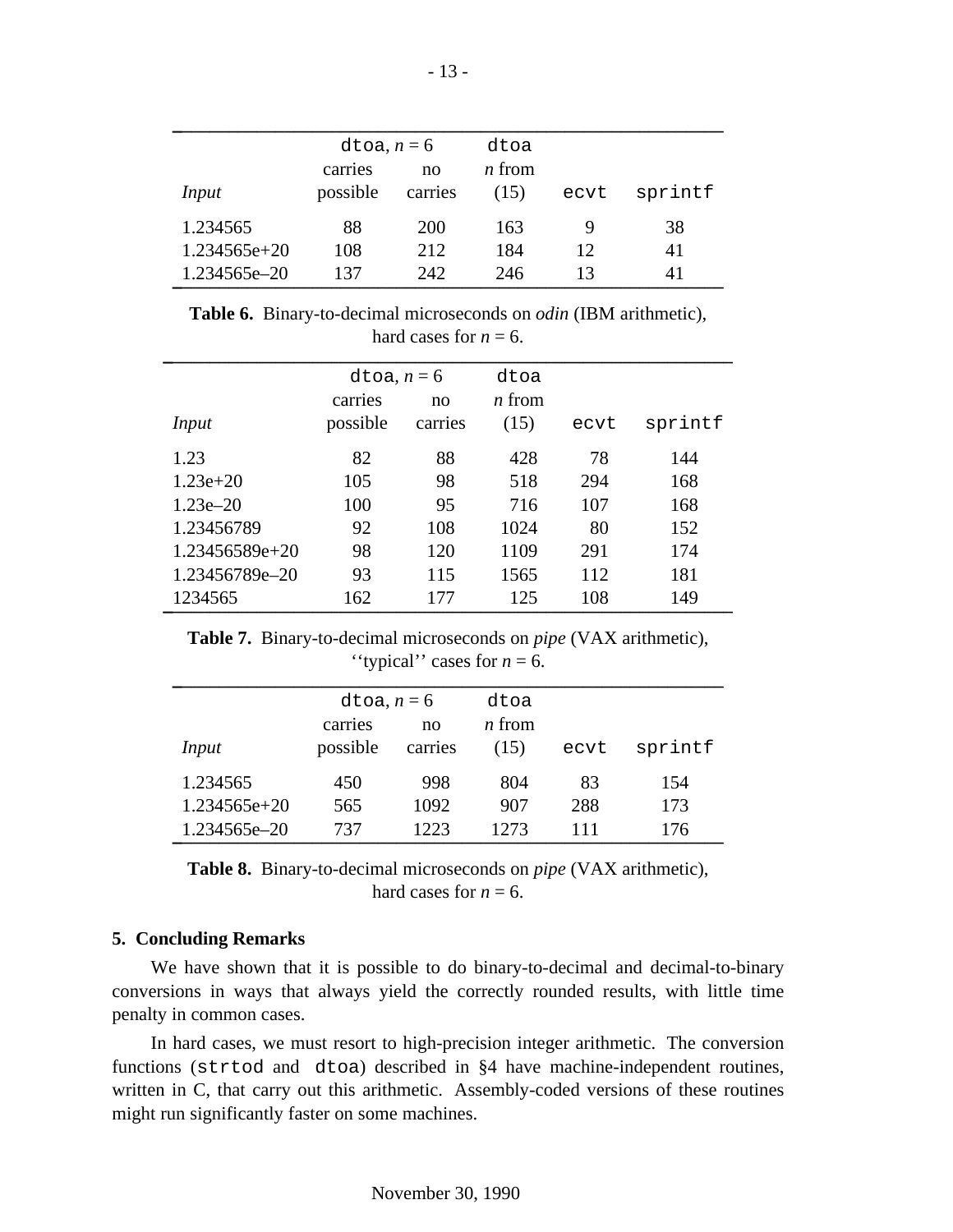| Input | `dtoa`, $n = 6$ carries possible | no carries | `dtoa` $n$ from (15) | `ecvt` | `sprintf` |
|---|---|---|---|---|---|
| 1.234565 | 88 | 200 | 163 | 9 | 38 |
| 1.234565e+20 | 108 | 212 | 184 | 12 | 41 |
| 1.234565e–20 | 137 | 242 | 246 | 13 | 41 |

**Table 6.** Binary-to-decimal microseconds on *odin* (IBM arithmetic), hard cases for $n = 6$.

| Input | `dtoa`, $n = 6$ carries possible | no carries | `dtoa` $n$ from (15) | `ecvt` | `sprintf` |
|---|---|---|---|---|---|
| 1.23 | 82 | 88 | 428 | 78 | 144 |
| 1.23e+20 | 105 | 98 | 518 | 294 | 168 |
| 1.23e–20 | 100 | 95 | 716 | 107 | 168 |
| 1.23456789 | 92 | 108 | 1024 | 80 | 152 |
| 1.23456589e+20 | 98 | 120 | 1109 | 291 | 174 |
| 1.23456789e–20 | 93 | 115 | 1565 | 112 | 181 |
| 1234565 | 162 | 177 | 125 | 108 | 149 |

**Table 7.** Binary-to-decimal microseconds on *pipe* (VAX arithmetic), ''typical'' cases for $n = 6$.

| Input | `dtoa`, $n = 6$ carries possible | no carries | `dtoa` $n$ from (15) | `ecvt` | `sprintf` |
|---|---|---|---|---|---|
| 1.234565 | 450 | 998 | 804 | 83 | 154 |
| 1.234565e+20 | 565 | 1092 | 907 | 288 | 173 |
| 1.234565e–20 | 737 | 1223 | 1273 | 111 | 176 |

**Table 8.** Binary-to-decimal microseconds on *pipe* (VAX arithmetic), hard cases for $n = 6$.

## 5. Concluding Remarks

We have shown that it is possible to do binary-to-decimal and decimal-to-binary conversions in ways that always yield the correctly rounded results, with little time penalty in common cases.

In hard cases, we must resort to high-precision integer arithmetic. The conversion functions (`strtod` and `dtoa`) described in §4 have machine-independent routines, written in C, that carry out this arithmetic. Assembly-coded versions of these routines might run significantly faster on some machines.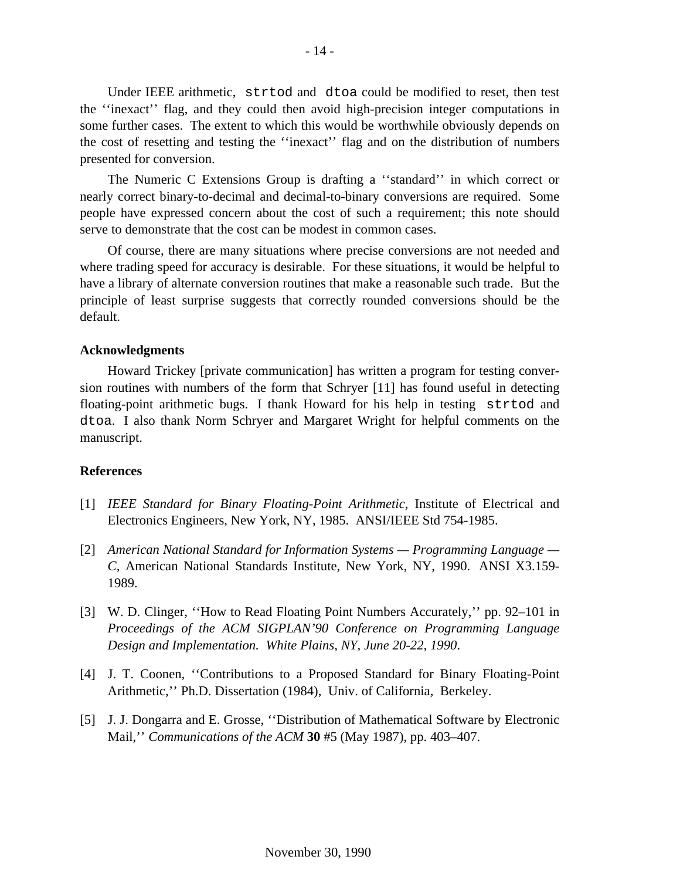Under IEEE arithmetic, `strtod` and `dtoa` could be modified to reset, then test the ''inexact'' flag, and they could then avoid high-precision integer computations in some further cases. The extent to which this would be worthwhile obviously depends on the cost of resetting and testing the ''inexact'' flag and on the distribution of numbers presented for conversion.

The Numeric C Extensions Group is drafting a ''standard'' in which correct or nearly correct binary-to-decimal and decimal-to-binary conversions are required. Some people have expressed concern about the cost of such a requirement; this note should serve to demonstrate that the cost can be modest in common cases.

Of course, there are many situations where precise conversions are not needed and where trading speed for accuracy is desirable. For these situations, it would be helpful to have a library of alternate conversion routines that make a reasonable such trade. But the principle of least surprise suggests that correctly rounded conversions should be the default.

**Acknowledgments**

Howard Trickey [private communication] has written a program for testing conversion routines with numbers of the form that Schryer [11] has found useful in detecting floating-point arithmetic bugs. I thank Howard for his help in testing `strtod` and `dtoa`. I also thank Norm Schryer and Margaret Wright for helpful comments on the manuscript.

**References**

[1] *IEEE Standard for Binary Floating-Point Arithmetic*, Institute of Electrical and Electronics Engineers, New York, NY, 1985. ANSI/IEEE Std 754-1985.

[2] *American National Standard for Information Systems — Programming Language — C*, American National Standards Institute, New York, NY, 1990. ANSI X3.159-1989.

[3] W. D. Clinger, ''How to Read Floating Point Numbers Accurately,'' pp. 92–101 in *Proceedings of the ACM SIGPLAN'90 Conference on Programming Language Design and Implementation. White Plains, NY, June 20-22, 1990*.

[4] J. T. Coonen, ''Contributions to a Proposed Standard for Binary Floating-Point Arithmetic,'' Ph.D. Dissertation (1984), Univ. of California, Berkeley.

[5] J. J. Dongarra and E. Grosse, ''Distribution of Mathematical Software by Electronic Mail,'' *Communications of the ACM* **30** #5 (May 1987), pp. 403–407.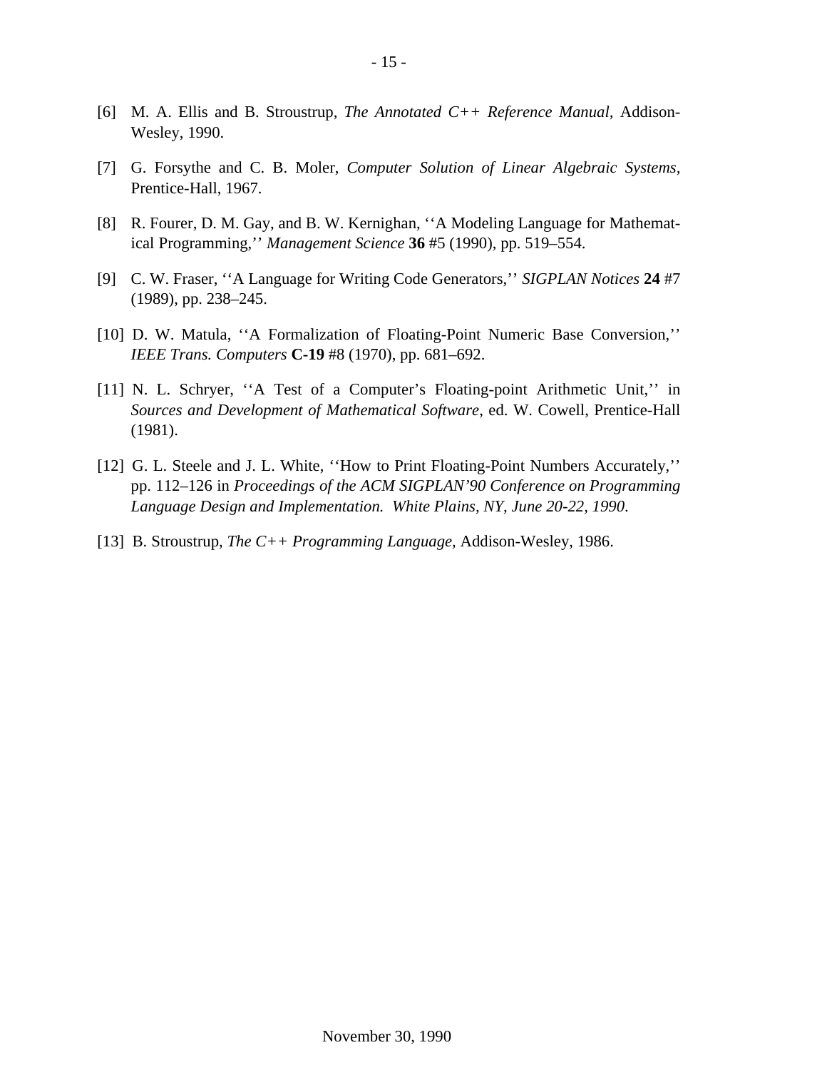[6] M. A. Ellis and B. Stroustrup, *The Annotated C++ Reference Manual*, Addison-Wesley, 1990.

[7] G. Forsythe and C. B. Moler, *Computer Solution of Linear Algebraic Systems*, Prentice-Hall, 1967.

[8] R. Fourer, D. M. Gay, and B. W. Kernighan, ''A Modeling Language for Mathematical Programming,'' *Management Science* **36** #5 (1990), pp. 519–554.

[9] C. W. Fraser, ''A Language for Writing Code Generators,'' *SIGPLAN Notices* **24** #7 (1989), pp. 238–245.

[10] D. W. Matula, ''A Formalization of Floating-Point Numeric Base Conversion,'' *IEEE Trans. Computers* **C-19** #8 (1970), pp. 681–692.

[11] N. L. Schryer, ''A Test of a Computer's Floating-point Arithmetic Unit,'' in *Sources and Development of Mathematical Software*, ed. W. Cowell, Prentice-Hall (1981).

[12] G. L. Steele and J. L. White, ''How to Print Floating-Point Numbers Accurately,'' pp. 112–126 in *Proceedings of the ACM SIGPLAN'90 Conference on Programming Language Design and Implementation. White Plains, NY, June 20-22, 1990*.

[13] B. Stroustrup, *The C++ Programming Language*, Addison-Wesley, 1986.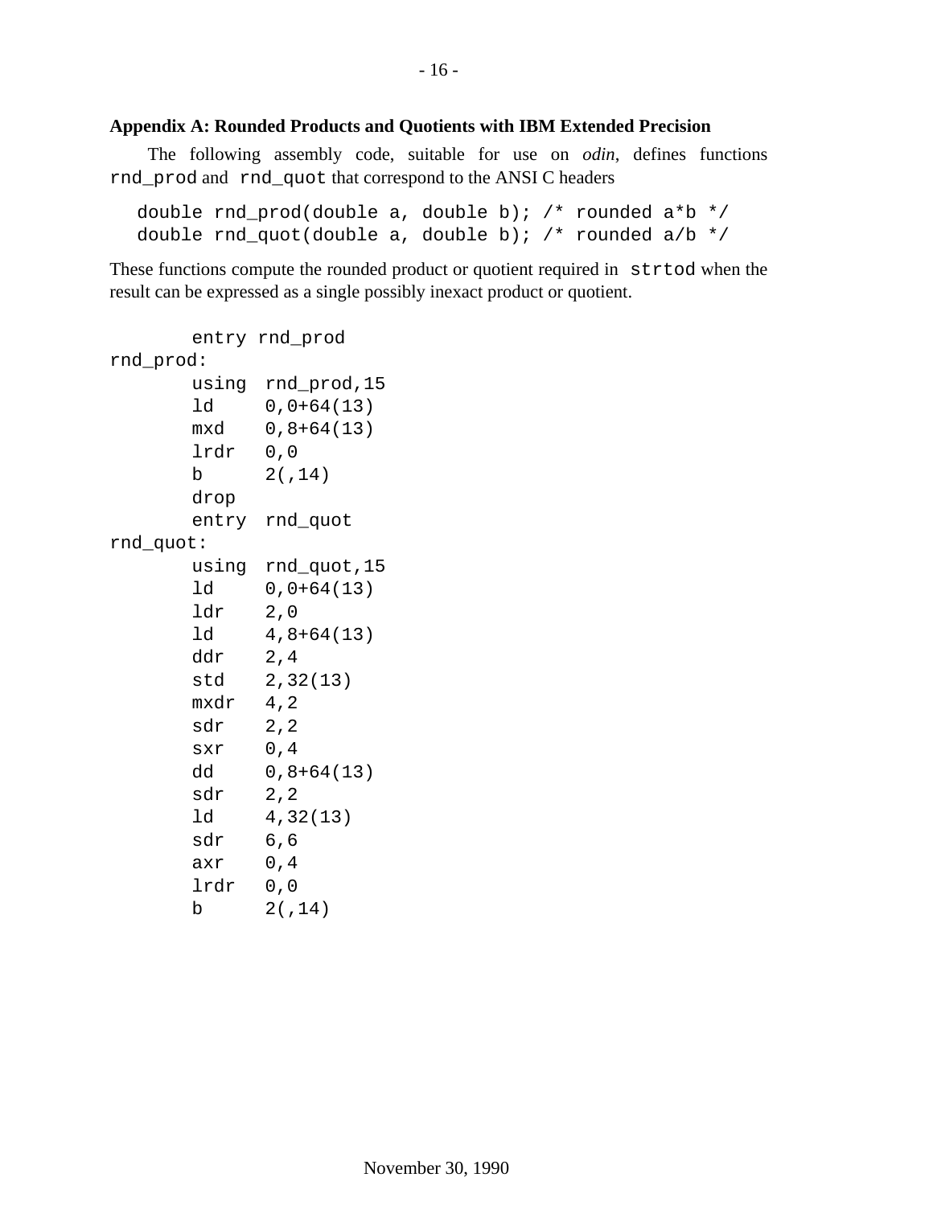**Appendix A: Rounded Products and Quotients with IBM Extended Precision**

The following assembly code, suitable for use on *odin*, defines functions `rnd_prod` and `rnd_quot` that correspond to the ANSI C headers

```
double rnd_prod(double a, double b); /* rounded a*b */
double rnd_quot(double a, double b); /* rounded a/b */
```

These functions compute the rounded product or quotient required in `strtod` when the result can be expressed as a single possibly inexact product or quotient.

```
        entry rnd_prod
rnd_prod:
        using  rnd_prod,15
        ld     0,0+64(13)
        mxd    0,8+64(13)
        lrdr   0,0
        b      2(,14)
        drop
        entry  rnd_quot
rnd_quot:
        using  rnd_quot,15
        ld     0,0+64(13)
        ldr    2,0
        ld     4,8+64(13)
        ddr    2,4
        std    2,32(13)
        mxdr   4,2
        sdr    2,2
        sxr    0,4
        dd     0,8+64(13)
        sdr    2,2
        ld     4,32(13)
        sdr    6,6
        axr    0,4
        lrdr   0,0
        b      2(,14)
```